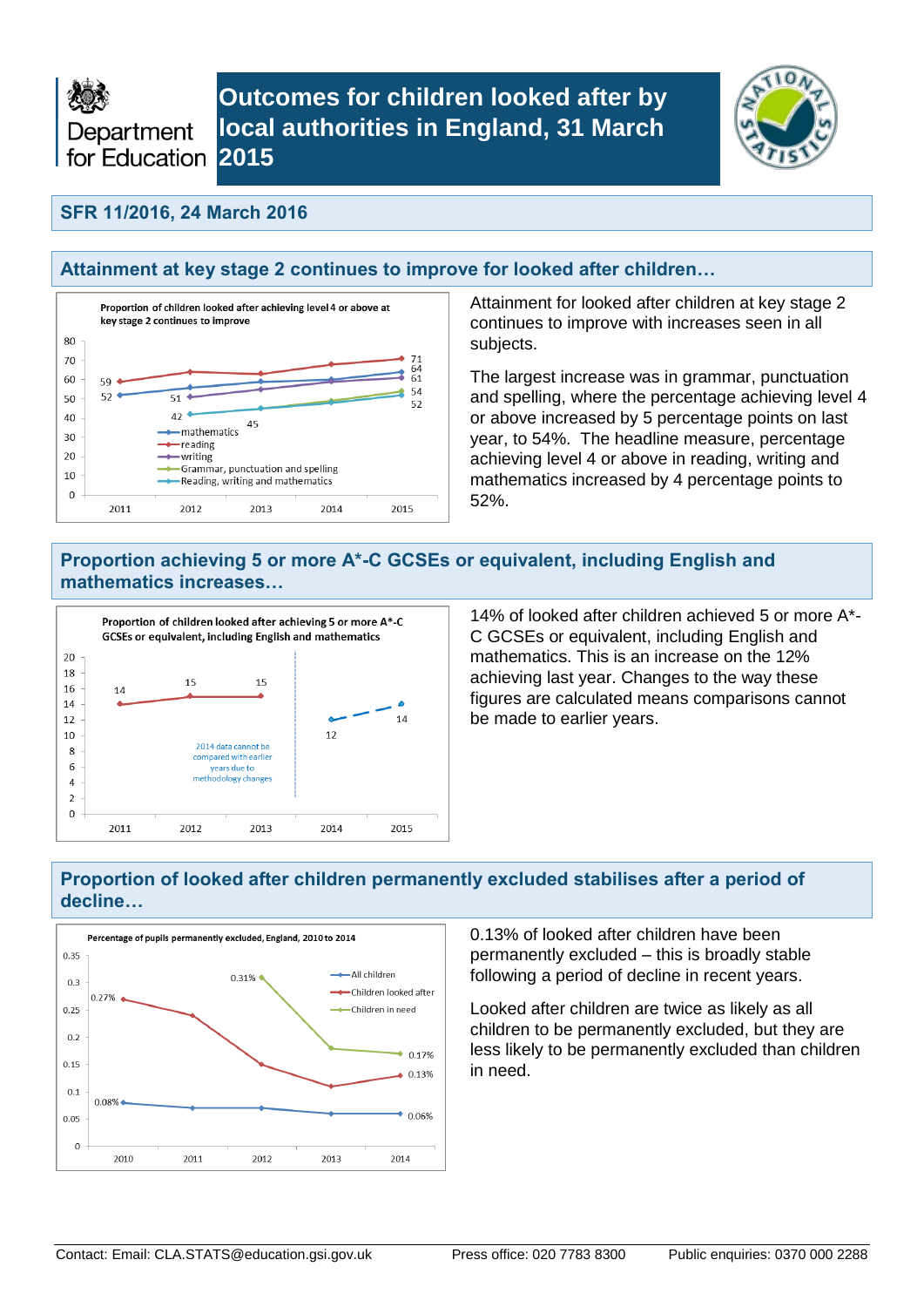Department for Education

# Outcomes for children looked after by local authorities in England, 31 March 2015

## SFR 11/2016, 24 March 2016

## Attainment at key stage 2 continues to improve for looked after children…

Proportion of children looked after achieving level 4 or above at key stage 2 continues to improve

| | 2011 | 2012 | 2013 | 2014 | 2015 |
|---|---|---|---|---|---|
| mathematics | 52 | | | | 64 |
| reading | 59 | | | | 71 |
| writing | | 51 | | | 61 |
| Grammar, punctuation and spelling | | | 45 | | 54 |
| Reading, writing and mathematics | | 42 | | | 52 |

Attainment for looked after children at key stage 2 continues to improve with increases seen in all subjects.

The largest increase was in grammar, punctuation and spelling, where the percentage achieving level 4 or above increased by 5 percentage points on last year, to 54%. The headline measure, percentage achieving level 4 or above in reading, writing and mathematics increased by 4 percentage points to 52%.

## Proportion achieving 5 or more A*-C GCSEs or equivalent, including English and mathematics increases…

Proportion of children looked after achieving 5 or more A*-C GCSEs or equivalent, including English and mathematics

| 2011 | 2012 | 2013 | 2014 | 2015 |
|---|---|---|---|---|
| 14 | 15 | 15 | 12 | 14 |

2014 data cannot be compared with earlier years due to methodology changes

14% of looked after children achieved 5 or more A*-C GCSEs or equivalent, including English and mathematics. This is an increase on the 12% achieving last year. Changes to the way these figures are calculated means comparisons cannot be made to earlier years.

## Proportion of looked after children permanently excluded stabilises after a period of decline…

Percentage of pupils permanently excluded, England, 2010 to 2014

| | 2010 | 2011 | 2012 | 2013 | 2014 |
|---|---|---|---|---|---|
| All children | 0.08% | | | | 0.06% |
| Children looked after | 0.27% | | | | 0.13% |
| Children in need | | | 0.31% | | 0.17% |

0.13% of looked after children have been permanently excluded – this is broadly stable following a period of decline in recent years.

Looked after children are twice as likely as all children to be permanently excluded, but they are less likely to be permanently excluded than children in need.

Contact: Email: CLA.STATS@education.gsi.gov.uk Press office: 020 7783 8300 Public enquiries: 0370 000 2288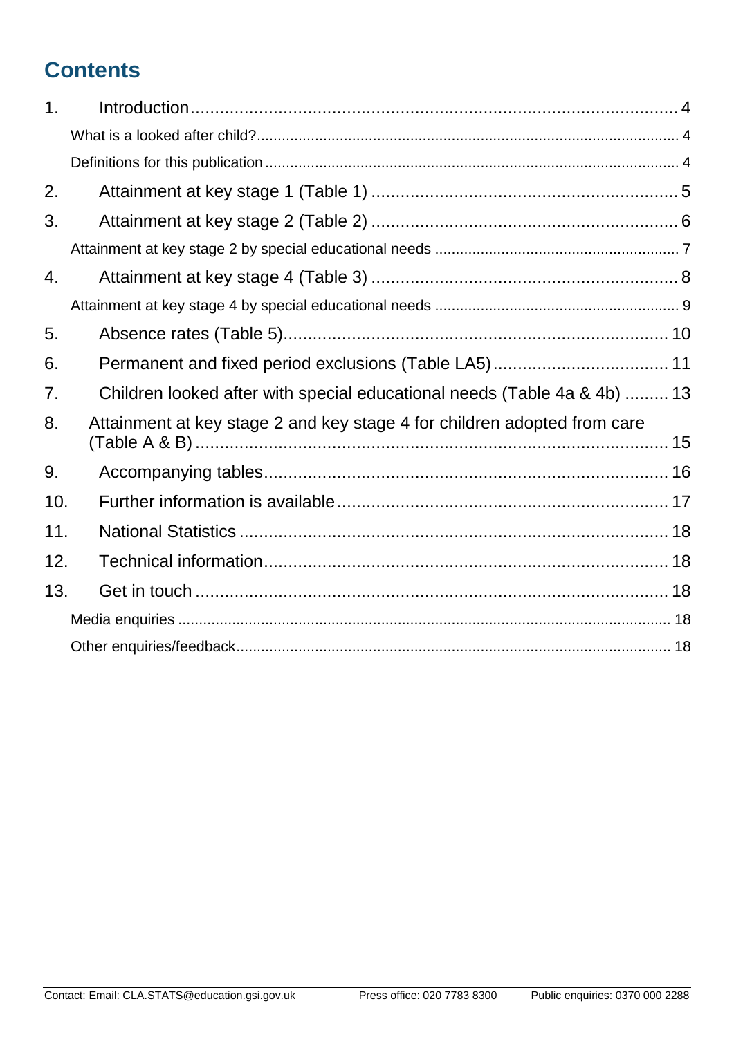# Contents

1. Introduction ... 4
   - What is a looked after child? ... 4
   - Definitions for this publication ... 4
2. Attainment at key stage 1 (Table 1) ... 5
3. Attainment at key stage 2 (Table 2) ... 6
   - Attainment at key stage 2 by special educational needs ... 7
4. Attainment at key stage 4 (Table 3) ... 8
   - Attainment at key stage 4 by special educational needs ... 9
5. Absence rates (Table 5) ... 10
6. Permanent and fixed period exclusions (Table LA5) ... 11
7. Children looked after with special educational needs (Table 4a & 4b) ... 13
8. Attainment at key stage 2 and key stage 4 for children adopted from care (Table A & B) ... 15
9. Accompanying tables ... 16
10. Further information is available ... 17
11. National Statistics ... 18
12. Technical information ... 18
13. Get in touch ... 18
    - Media enquiries ... 18
    - Other enquiries/feedback ... 18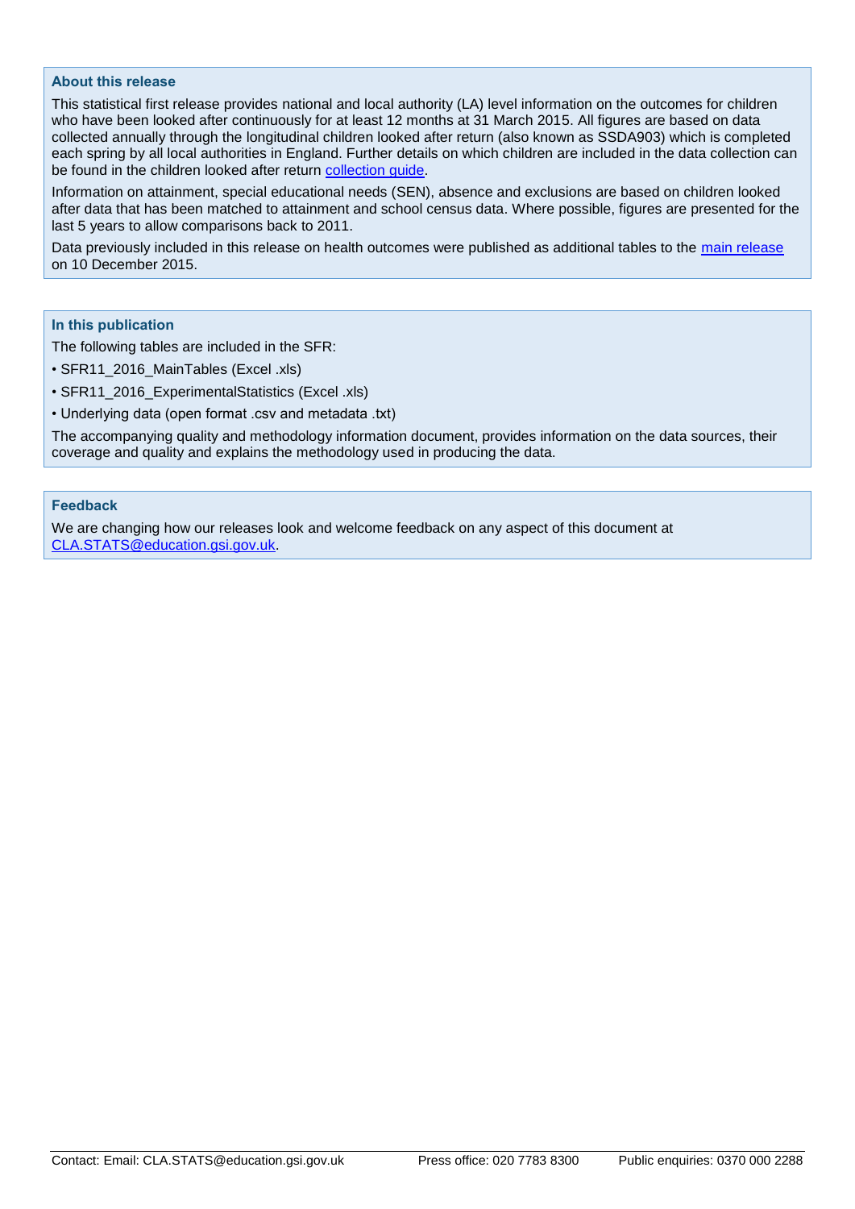## About this release

This statistical first release provides national and local authority (LA) level information on the outcomes for children who have been looked after continuously for at least 12 months at 31 March 2015. All figures are based on data collected annually through the longitudinal children looked after return (also known as SSDA903) which is completed each spring by all local authorities in England. Further details on which children are included in the data collection can be found in the children looked after return collection guide.

Information on attainment, special educational needs (SEN), absence and exclusions are based on children looked after data that has been matched to attainment and school census data. Where possible, figures are presented for the last 5 years to allow comparisons back to 2011.

Data previously included in this release on health outcomes were published as additional tables to the main release on 10 December 2015.

## In this publication

The following tables are included in the SFR:

- SFR11_2016_MainTables (Excel .xls)
- SFR11_2016_ExperimentalStatistics (Excel .xls)
- Underlying data (open format .csv and metadata .txt)

The accompanying quality and methodology information document, provides information on the data sources, their coverage and quality and explains the methodology used in producing the data.

## Feedback

We are changing how our releases look and welcome feedback on any aspect of this document at CLA.STATS@education.gsi.gov.uk.

Contact: Email: CLA.STATS@education.gsi.gov.uk Press office: 020 7783 8300 Public enquiries: 0370 000 2288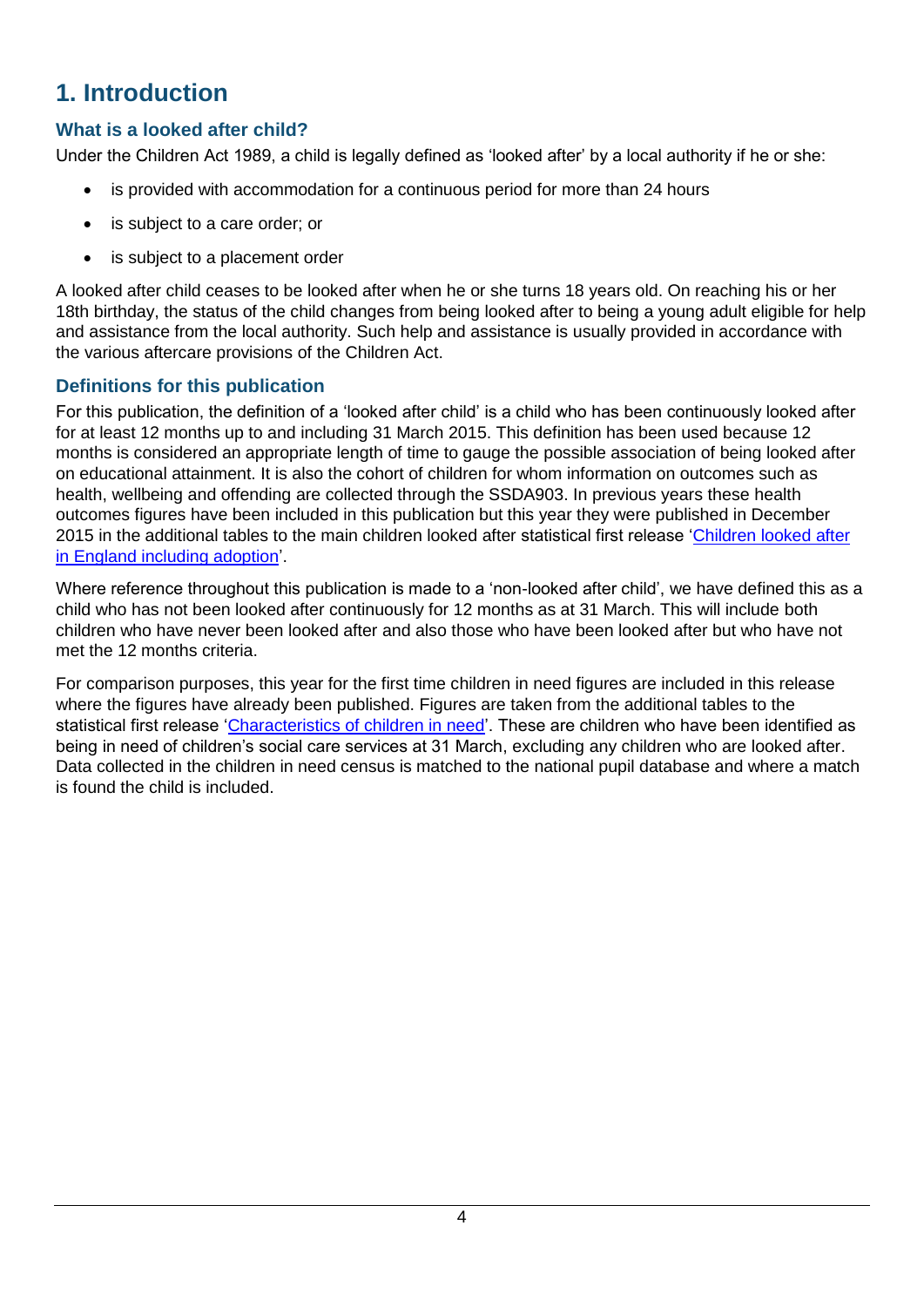# 1. Introduction

## What is a looked after child?

Under the Children Act 1989, a child is legally defined as 'looked after' by a local authority if he or she:

- is provided with accommodation for a continuous period for more than 24 hours
- is subject to a care order; or
- is subject to a placement order

A looked after child ceases to be looked after when he or she turns 18 years old. On reaching his or her 18th birthday, the status of the child changes from being looked after to being a young adult eligible for help and assistance from the local authority. Such help and assistance is usually provided in accordance with the various aftercare provisions of the Children Act.

## Definitions for this publication

For this publication, the definition of a 'looked after child' is a child who has been continuously looked after for at least 12 months up to and including 31 March 2015. This definition has been used because 12 months is considered an appropriate length of time to gauge the possible association of being looked after on educational attainment. It is also the cohort of children for whom information on outcomes such as health, wellbeing and offending are collected through the SSDA903. In previous years these health outcomes figures have been included in this publication but this year they were published in December 2015 in the additional tables to the main children looked after statistical first release '[Children looked after in England including adoption](#)'.

Where reference throughout this publication is made to a 'non-looked after child', we have defined this as a child who has not been looked after continuously for 12 months as at 31 March. This will include both children who have never been looked after and also those who have been looked after but who have not met the 12 months criteria.

For comparison purposes, this year for the first time children in need figures are included in this release where the figures have already been published. Figures are taken from the additional tables to the statistical first release '[Characteristics of children in need](#)'. These are children who have been identified as being in need of children's social care services at 31 March, excluding any children who are looked after. Data collected in the children in need census is matched to the national pupil database and where a match is found the child is included.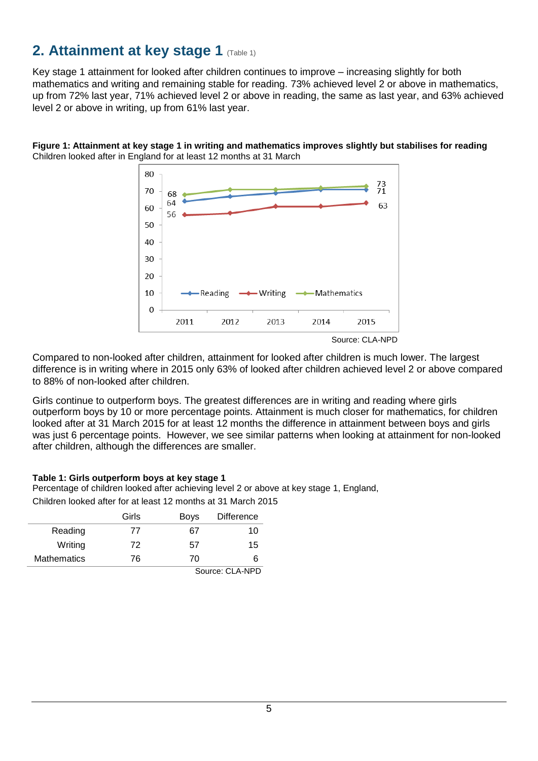## 2. Attainment at key stage 1 (Table 1)

Key stage 1 attainment for looked after children continues to improve – increasing slightly for both mathematics and writing and remaining stable for reading. 73% achieved level 2 or above in mathematics, up from 72% last year, 71% achieved level 2 or above in reading, the same as last year, and 63% achieved level 2 or above in writing, up from 61% last year.

**Figure 1: Attainment at key stage 1 in writing and mathematics improves slightly but stabilises for reading**
Children looked after in England for at least 12 months at 31 March

Source: CLA-NPD

Compared to non-looked after children, attainment for looked after children is much lower. The largest difference is in writing where in 2015 only 63% of looked after children achieved level 2 or above compared to 88% of non-looked after children.

Girls continue to outperform boys. The greatest differences are in writing and reading where girls outperform boys by 10 or more percentage points. Attainment is much closer for mathematics, for children looked after at 31 March 2015 for at least 12 months the difference in attainment between boys and girls was just 6 percentage points. However, we see similar patterns when looking at attainment for non-looked after children, although the differences are smaller.

**Table 1: Girls outperform boys at key stage 1**
Percentage of children looked after achieving level 2 or above at key stage 1, England,
Children looked after for at least 12 months at 31 March 2015

| | Girls | Boys | Difference |
|---|---|---|---|
| Reading | 77 | 67 | 10 |
| Writing | 72 | 57 | 15 |
| Mathematics | 76 | 70 | 6 |

Source: CLA-NPD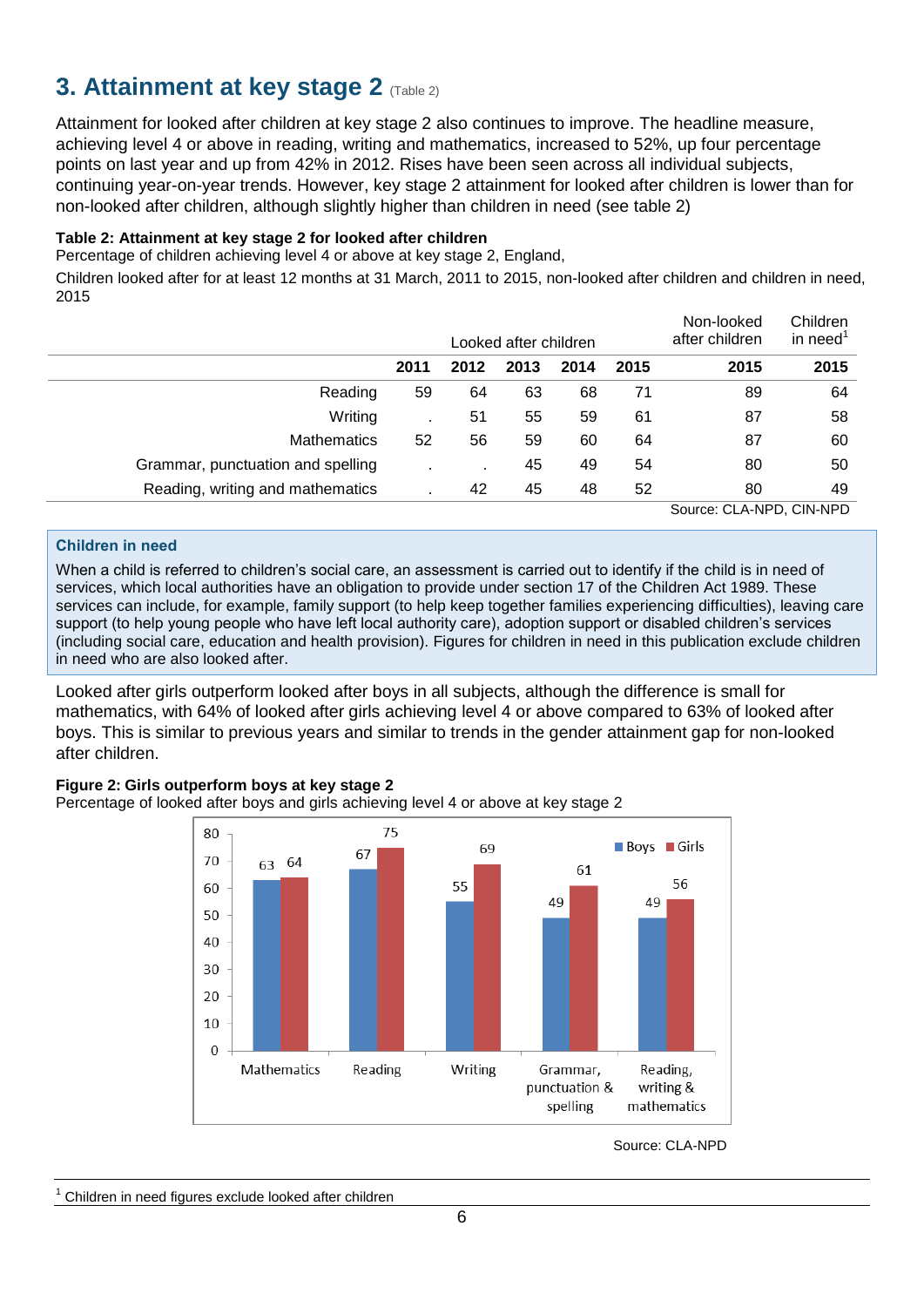## 3. Attainment at key stage 2 (Table 2)

Attainment for looked after children at key stage 2 also continues to improve. The headline measure, achieving level 4 or above in reading, writing and mathematics, increased to 52%, up four percentage points on last year and up from 42% in 2012. Rises have been seen across all individual subjects, continuing year-on-year trends. However, key stage 2 attainment for looked after children is lower than for non-looked after children, although slightly higher than children in need (see table 2)

**Table 2: Attainment at key stage 2 for looked after children**

Percentage of children achieving level 4 or above at key stage 2, England,

Children looked after for at least 12 months at 31 March, 2011 to 2015, non-looked after children and children in need, 2015

| | Looked after children | | | | | Non-looked after children | Children in need[1] |
|---|---|---|---|---|---|---|---|
| | **2011** | **2012** | **2013** | **2014** | **2015** | **2015** | **2015** |
| Reading | 59 | 64 | 63 | 68 | 71 | 89 | 64 |
| Writing | . | 51 | 55 | 59 | 61 | 87 | 58 |
| Mathematics | 52 | 56 | 59 | 60 | 64 | 87 | 60 |
| Grammar, punctuation and spelling | . | . | 45 | 49 | 54 | 80 | 50 |
| Reading, writing and mathematics | . | 42 | 45 | 48 | 52 | 80 | 49 |

Source: CLA-NPD, CIN-NPD

**Children in need**

When a child is referred to children's social care, an assessment is carried out to identify if the child is in need of services, which local authorities have an obligation to provide under section 17 of the Children Act 1989. These services can include, for example, family support (to help keep together families experiencing difficulties), leaving care support (to help young people who have left local authority care), adoption support or disabled children's services (including social care, education and health provision). Figures for children in need in this publication exclude children in need who are also looked after.

Looked after girls outperform looked after boys in all subjects, although the difference is small for mathematics, with 64% of looked after girls achieving level 4 or above compared to 63% of looked after boys. This is similar to previous years and similar to trends in the gender attainment gap for non-looked after children.

**Figure 2: Girls outperform boys at key stage 2**

Percentage of looked after boys and girls achieving level 4 or above at key stage 2

| | Boys | Girls |
|---|---|---|
| Mathematics | 63 | 64 |
| Reading | 67 | 75 |
| Writing | 55 | 69 |
| Grammar, punctuation & spelling | 49 | 61 |
| Reading, writing & mathematics | 49 | 56 |

Source: CLA-NPD

[1] Children in need figures exclude looked after children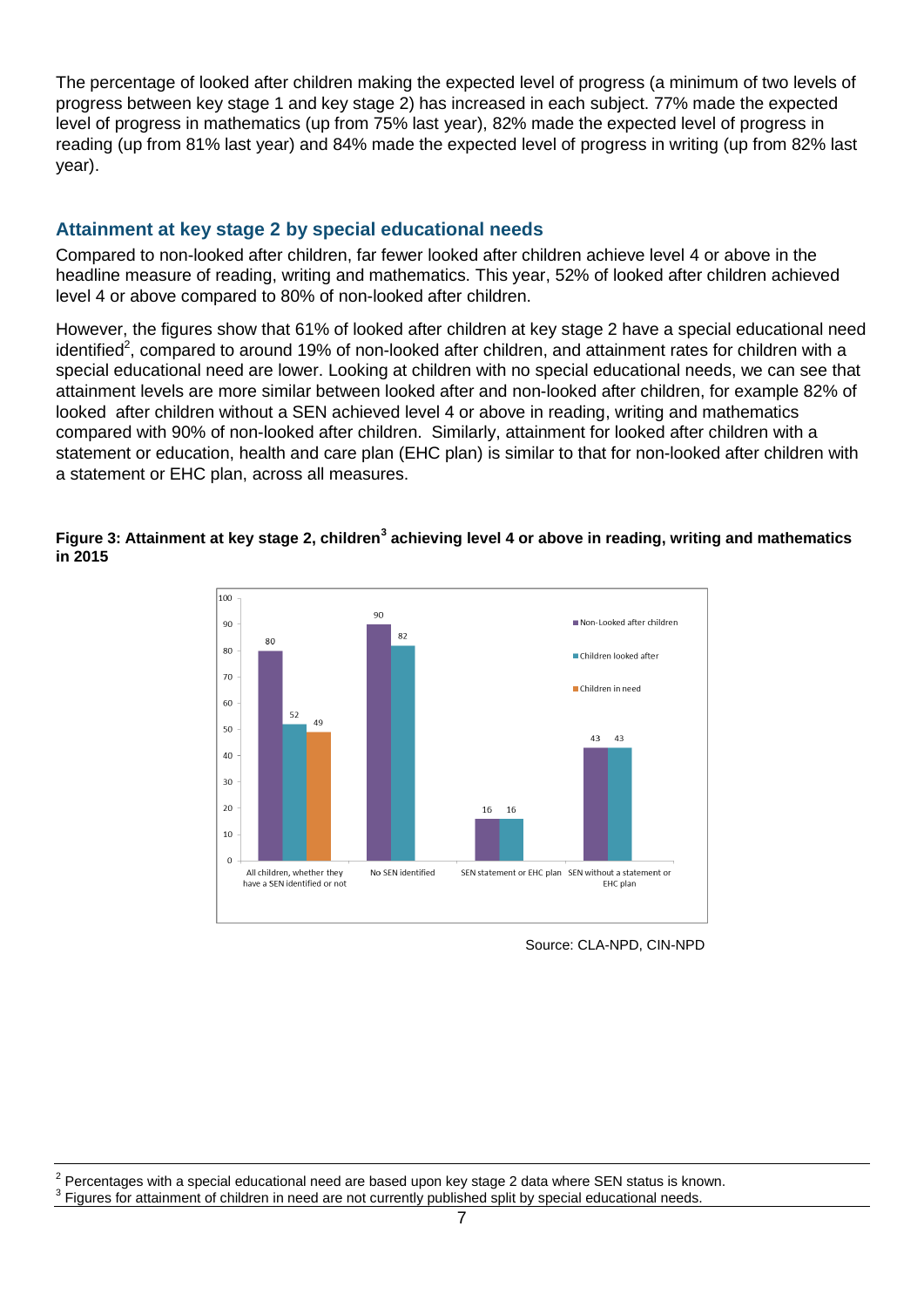The percentage of looked after children making the expected level of progress (a minimum of two levels of progress between key stage 1 and key stage 2) has increased in each subject. 77% made the expected level of progress in mathematics (up from 75% last year), 82% made the expected level of progress in reading (up from 81% last year) and 84% made the expected level of progress in writing (up from 82% last year).

## Attainment at key stage 2 by special educational needs

Compared to non-looked after children, far fewer looked after children achieve level 4 or above in the headline measure of reading, writing and mathematics. This year, 52% of looked after children achieved level 4 or above compared to 80% of non-looked after children.

However, the figures show that 61% of looked after children at key stage 2 have a special educational need identified[2], compared to around 19% of non-looked after children, and attainment rates for children with a special educational need are lower. Looking at children with no special educational needs, we can see that attainment levels are more similar between looked after and non-looked after children, for example 82% of looked after children without a SEN achieved level 4 or above in reading, writing and mathematics compared with 90% of non-looked after children. Similarly, attainment for looked after children with a statement or education, health and care plan (EHC plan) is similar to that for non-looked after children with a statement or EHC plan, across all measures.

**Figure 3: Attainment at key stage 2, children[3] achieving level 4 or above in reading, writing and mathematics in 2015**

| | Non-Looked after children | Children looked after | Children in need |
|---|---|---|---|
| All children, whether they have a SEN identified or not | 80 | 52 | 49 |
| No SEN identified | 90 | 82 | |
| SEN statement or EHC plan | 16 | 16 | |
| SEN without a statement or EHC plan | 43 | 43 | |

Source: CLA-NPD, CIN-NPD

[2] Percentages with a special educational need are based upon key stage 2 data where SEN status is known.

[3] Figures for attainment of children in need are not currently published split by special educational needs.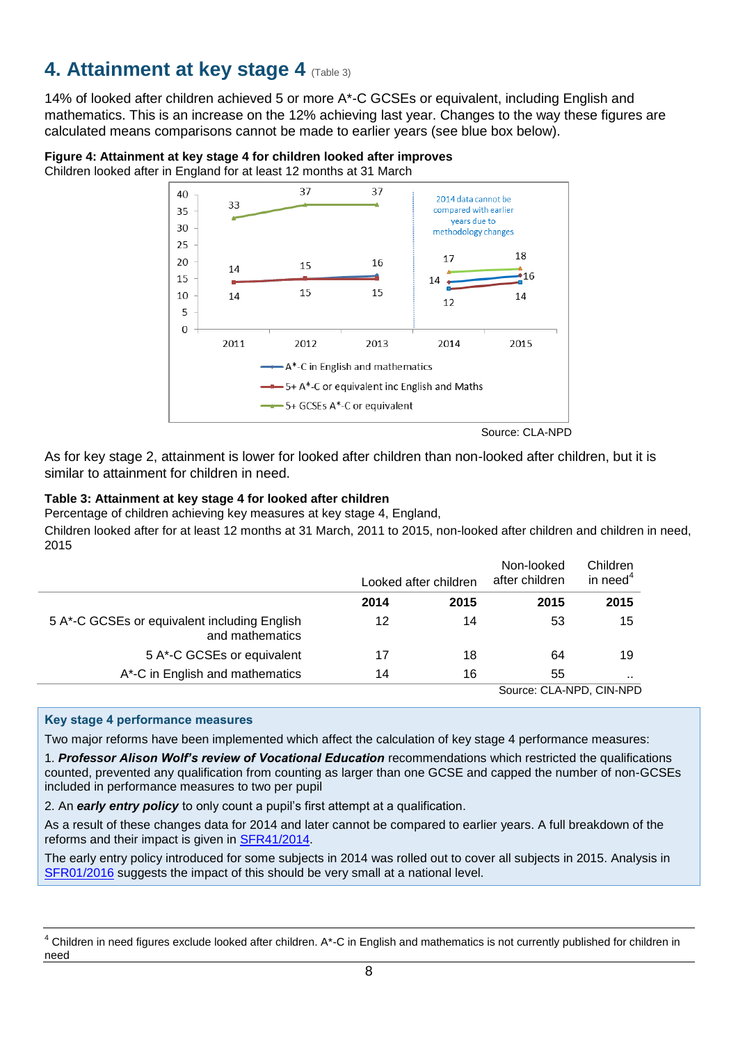## 4. Attainment at key stage 4 (Table 3)

14% of looked after children achieved 5 or more A*-C GCSEs or equivalent, including English and mathematics. This is an increase on the 12% achieving last year. Changes to the way these figures are calculated means comparisons cannot be made to earlier years (see blue box below).

**Figure 4: Attainment at key stage 4 for children looked after improves**
Children looked after in England for at least 12 months at 31 March

| | 2011 | 2012 | 2013 | 2014 | 2015 |
|---|---|---|---|---|---|
| A*-C in English and mathematics | 14 | 15 | 16 | 14 | 16 |
| 5+ A*-C or equivalent inc English and Maths | 14 | 15 | 15 | 12 | 14 |
| 5+ GCSEs A*-C or equivalent | 33 | 37 | 37 | 17 | 18 |

2014 data cannot be compared with earlier years due to methodology changes

Source: CLA-NPD

As for key stage 2, attainment is lower for looked after children than non-looked after children, but it is similar to attainment for children in need.

**Table 3: Attainment at key stage 4 for looked after children**
Percentage of children achieving key measures at key stage 4, England,
Children looked after for at least 12 months at 31 March, 2011 to 2015, non-looked after children and children in need, 2015

| | Looked after children | | Non-looked after children | Children in need[4] |
|---|---|---|---|---|
| | **2014** | **2015** | **2015** | **2015** |
| 5 A*-C GCSEs or equivalent including English and mathematics | 12 | 14 | 53 | 15 |
| 5 A*-C GCSEs or equivalent | 17 | 18 | 64 | 19 |
| A*-C in English and mathematics | 14 | 16 | 55 | .. |

Source: CLA-NPD, CIN-NPD

**Key stage 4 performance measures**

Two major reforms have been implemented which affect the calculation of key stage 4 performance measures:

1. ***Professor Alison Wolf's review of Vocational Education*** recommendations which restricted the qualifications counted, prevented any qualification from counting as larger than one GCSE and capped the number of non-GCSEs included in performance measures to two per pupil
2. An ***early entry policy*** to only count a pupil's first attempt at a qualification.

As a result of these changes data for 2014 and later cannot be compared to earlier years. A full breakdown of the reforms and their impact is given in SFR41/2014.

The early entry policy introduced for some subjects in 2014 was rolled out to cover all subjects in 2015. Analysis in SFR01/2016 suggests the impact of this should be very small at a national level.

[4] Children in need figures exclude looked after children. A*-C in English and mathematics is not currently published for children in need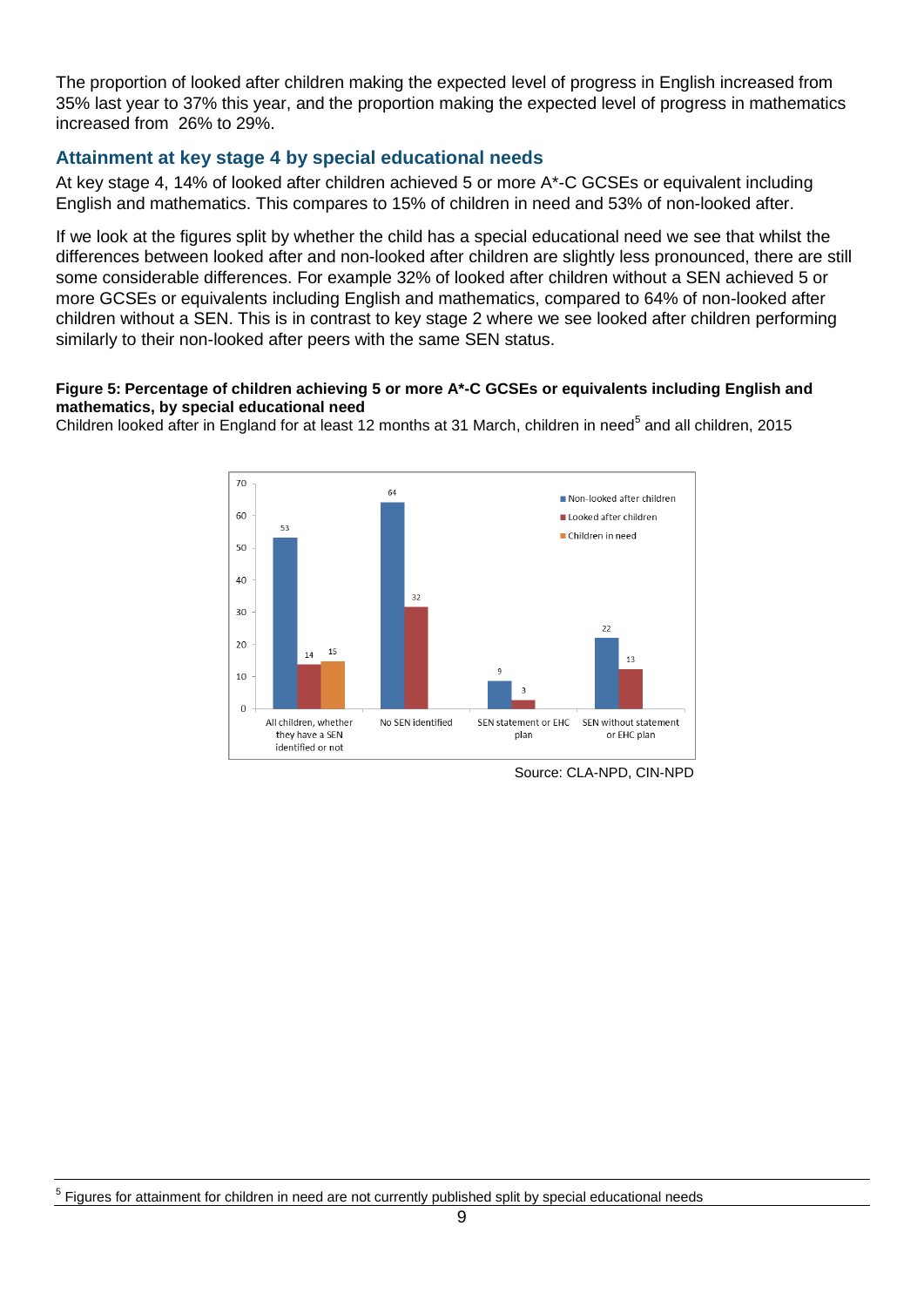The proportion of looked after children making the expected level of progress in English increased from 35% last year to 37% this year, and the proportion making the expected level of progress in mathematics increased from 26% to 29%.

## Attainment at key stage 4 by special educational needs

At key stage 4, 14% of looked after children achieved 5 or more A*-C GCSEs or equivalent including English and mathematics. This compares to 15% of children in need and 53% of non-looked after.

If we look at the figures split by whether the child has a special educational need we see that whilst the differences between looked after and non-looked after children are slightly less pronounced, there are still some considerable differences. For example 32% of looked after children without a SEN achieved 5 or more GCSEs or equivalents including English and mathematics, compared to 64% of non-looked after children without a SEN. This is in contrast to key stage 2 where we see looked after children performing similarly to their non-looked after peers with the same SEN status.

**Figure 5: Percentage of children achieving 5 or more A*-C GCSEs or equivalents including English and mathematics, by special educational need**

Children looked after in England for at least 12 months at 31 March, children in need[5] and all children, 2015

| | Non-looked after children | Looked after children | Children in need |
|---|---|---|---|
| All children, whether they have a SEN identified or not | 53 | 14 | 15 |
| No SEN identified | 64 | 32 | |
| SEN statement or EHC plan | 9 | 3 | |
| SEN without statement or EHC plan | 22 | 13 | |

Source: CLA-NPD, CIN-NPD

[5] Figures for attainment for children in need are not currently published split by special educational needs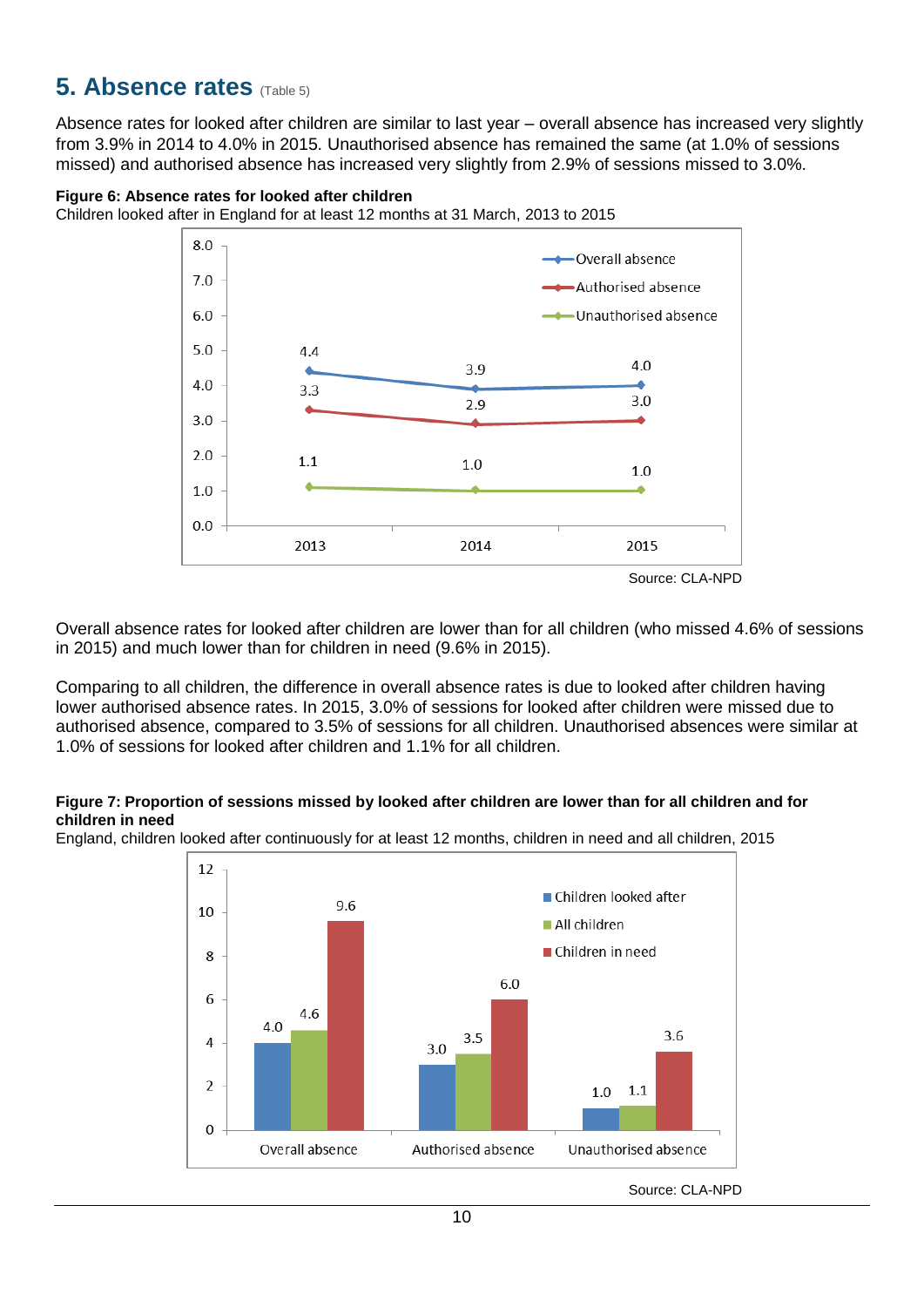## 5. Absence rates (Table 5)

Absence rates for looked after children are similar to last year – overall absence has increased very slightly from 3.9% in 2014 to 4.0% in 2015. Unauthorised absence has remained the same (at 1.0% of sessions missed) and authorised absence has increased very slightly from 2.9% of sessions missed to 3.0%.

**Figure 6: Absence rates for looked after children**

Children looked after in England for at least 12 months at 31 March, 2013 to 2015

| | 2013 | 2014 | 2015 |
|---|---|---|---|
| Overall absence | 4.4 | 3.9 | 4.0 |
| Authorised absence | 3.3 | 2.9 | 3.0 |
| Unauthorised absence | 1.1 | 1.0 | 1.0 |

Source: CLA-NPD

Overall absence rates for looked after children are lower than for all children (who missed 4.6% of sessions in 2015) and much lower than for children in need (9.6% in 2015).

Comparing to all children, the difference in overall absence rates is due to looked after children having lower authorised absence rates. In 2015, 3.0% of sessions for looked after children were missed due to authorised absence, compared to 3.5% of sessions for all children. Unauthorised absences were similar at 1.0% of sessions for looked after children and 1.1% for all children.

**Figure 7: Proportion of sessions missed by looked after children are lower than for all children and for children in need**

England, children looked after continuously for at least 12 months, children in need and all children, 2015

| | Children looked after | All children | Children in need |
|---|---|---|---|
| Overall absence | 4.0 | 4.6 | 9.6 |
| Authorised absence | 3.0 | 3.5 | 6.0 |
| Unauthorised absence | 1.0 | 1.1 | 3.6 |

Source: CLA-NPD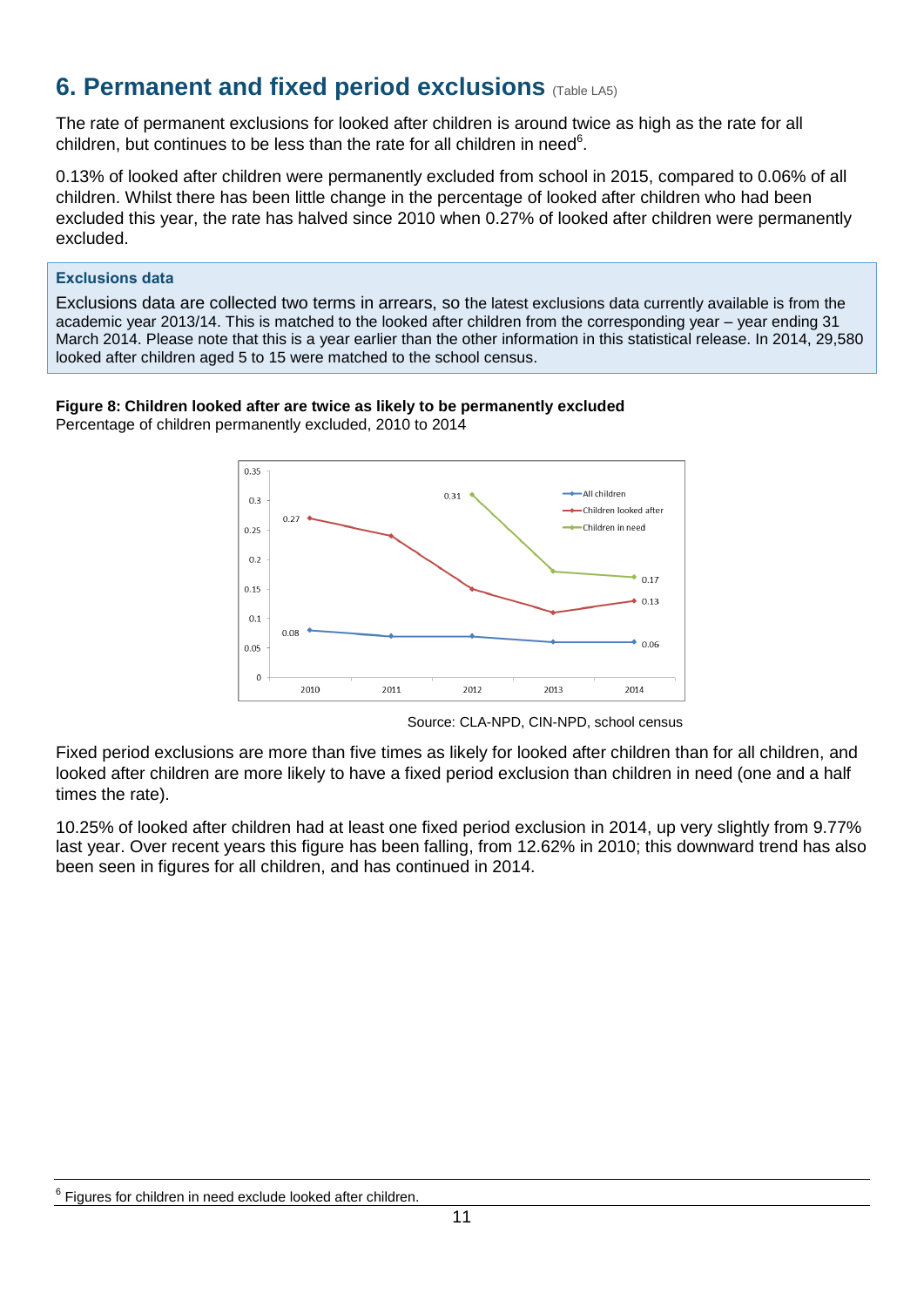# 6. Permanent and fixed period exclusions (Table LA5)

The rate of permanent exclusions for looked after children is around twice as high as the rate for all children, but continues to be less than the rate for all children in need[6].

0.13% of looked after children were permanently excluded from school in 2015, compared to 0.06% of all children. Whilst there has been little change in the percentage of looked after children who had been excluded this year, the rate has halved since 2010 when 0.27% of looked after children were permanently excluded.

> **Exclusions data**
>
> Exclusions data are collected two terms in arrears, so the latest exclusions data currently available is from the academic year 2013/14. This is matched to the looked after children from the corresponding year – year ending 31 March 2014. Please note that this is a year earlier than the other information in this statistical release. In 2014, 29,580 looked after children aged 5 to 15 were matched to the school census.

**Figure 8: Children looked after are twice as likely to be permanently excluded**
Percentage of children permanently excluded, 2010 to 2014

Source: CLA-NPD, CIN-NPD, school census

Fixed period exclusions are more than five times as likely for looked after children than for all children, and looked after children are more likely to have a fixed period exclusion than children in need (one and a half times the rate).

10.25% of looked after children had at least one fixed period exclusion in 2014, up very slightly from 9.77% last year. Over recent years this figure has been falling, from 12.62% in 2010; this downward trend has also been seen in figures for all children, and has continued in 2014.

[6] Figures for children in need exclude looked after children.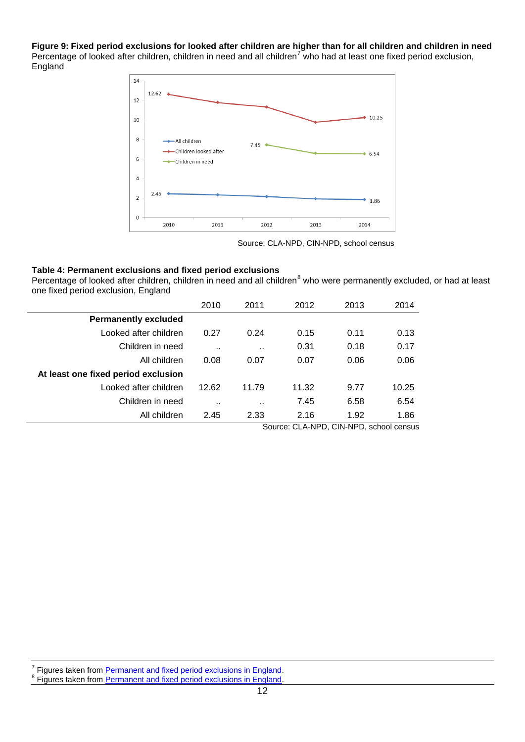**Figure 9: Fixed period exclusions for looked after children are higher than for all children and children in need**
Percentage of looked after children, children in need and all children[7] who had at least one fixed period exclusion, England

Source: CLA-NPD, CIN-NPD, school census

**Table 4: Permanent exclusions and fixed period exclusions**
Percentage of looked after children, children in need and all children[8] who were permanently excluded, or had at least one fixed period exclusion, England

| | 2010 | 2011 | 2012 | 2013 | 2014 |
|---|---|---|---|---|---|
| **Permanently excluded** | | | | | |
| Looked after children | 0.27 | 0.24 | 0.15 | 0.11 | 0.13 |
| Children in need | .. | .. | 0.31 | 0.18 | 0.17 |
| All children | 0.08 | 0.07 | 0.07 | 0.06 | 0.06 |
| **At least one fixed period exclusion** | | | | | |
| Looked after children | 12.62 | 11.79 | 11.32 | 9.77 | 10.25 |
| Children in need | .. | .. | 7.45 | 6.58 | 6.54 |
| All children | 2.45 | 2.33 | 2.16 | 1.92 | 1.86 |

Source: CLA-NPD, CIN-NPD, school census

[7] Figures taken from Permanent and fixed period exclusions in England.
[8] Figures taken from Permanent and fixed period exclusions in England.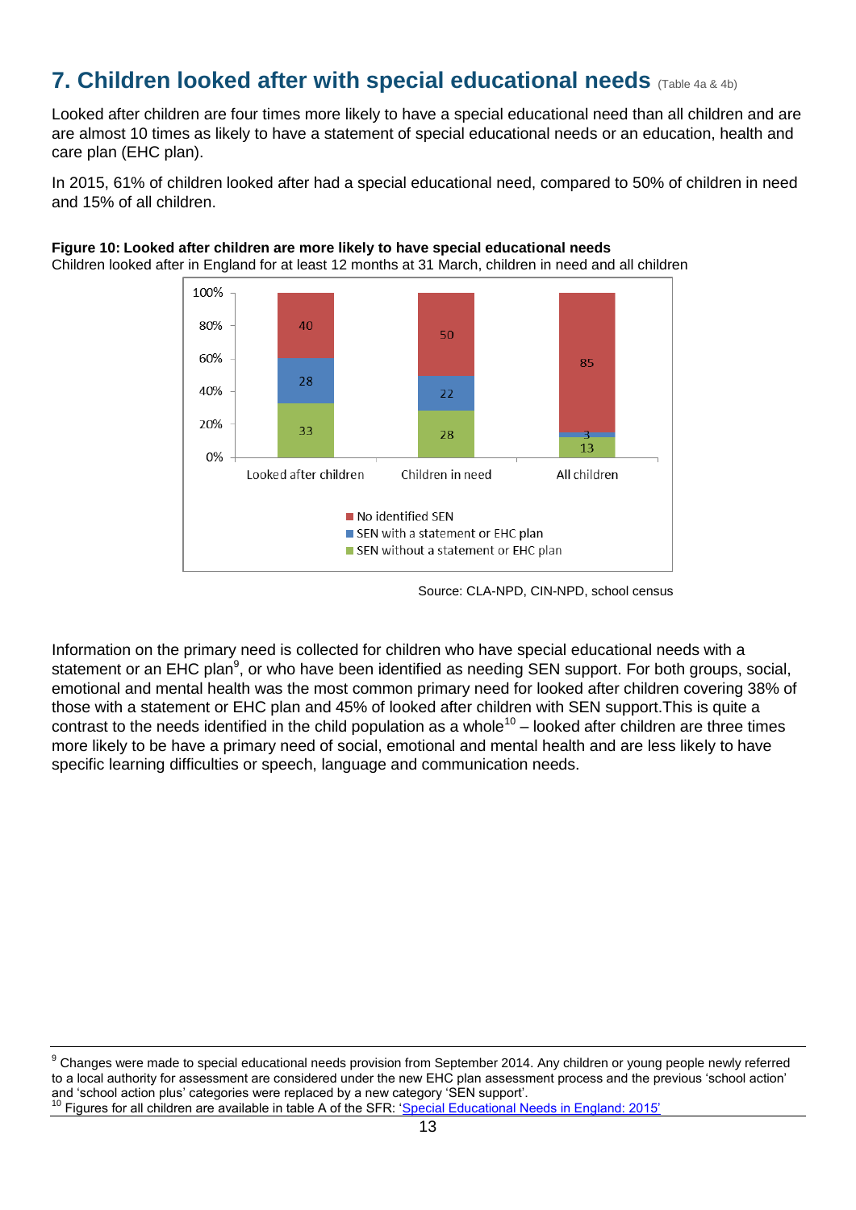# 7. Children looked after with special educational needs (Table 4a & 4b)

Looked after children are four times more likely to have a special educational need than all children and are are almost 10 times as likely to have a statement of special educational needs or an education, health and care plan (EHC plan).

In 2015, 61% of children looked after had a special educational need, compared to 50% of children in need and 15% of all children.

**Figure 10: Looked after children are more likely to have special educational needs**

Children looked after in England for at least 12 months at 31 March, children in need and all children

| | Looked after children | Children in need | All children |
|---|---|---|---|
| No identified SEN | 40 | 50 | 85 |
| SEN with a statement or EHC plan | 28 | 22 | 3 |
| SEN without a statement or EHC plan | 33 | 28 | 13 |

Source: CLA-NPD, CIN-NPD, school census

Information on the primary need is collected for children who have special educational needs with a statement or an EHC plan[9], or who have been identified as needing SEN support. For both groups, social, emotional and mental health was the most common primary need for looked after children covering 38% of those with a statement or EHC plan and 45% of looked after children with SEN support.This is quite a contrast to the needs identified in the child population as a whole[10] – looked after children are three times more likely to be have a primary need of social, emotional and mental health and are less likely to have specific learning difficulties or speech, language and communication needs.

---

[9] Changes were made to special educational needs provision from September 2014. Any children or young people newly referred to a local authority for assessment are considered under the new EHC plan assessment process and the previous 'school action' and 'school action plus' categories were replaced by a new category 'SEN support'.

[10] Figures for all children are available in table A of the SFR: 'Special Educational Needs in England: 2015'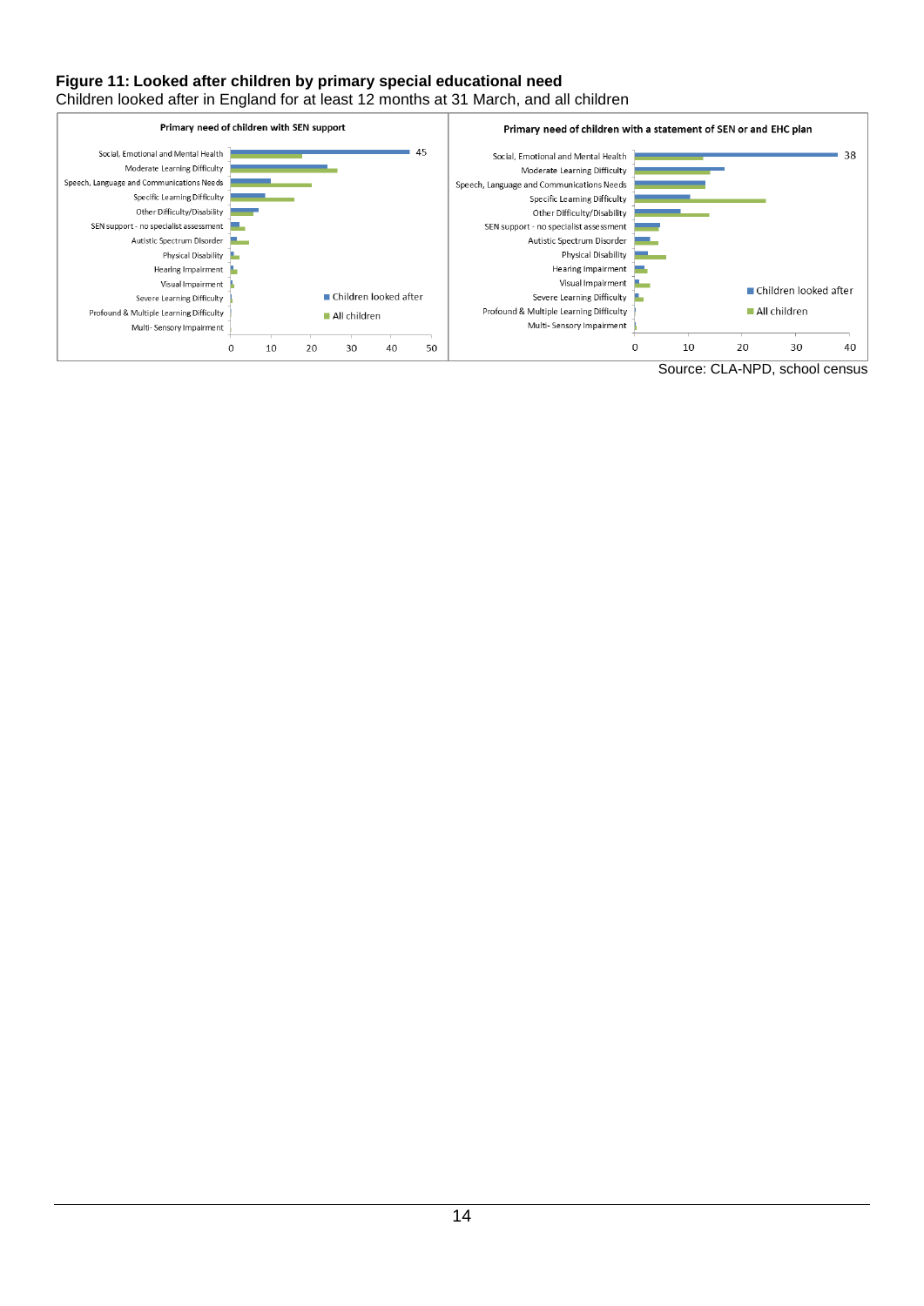**Figure 11: Looked after children by primary special educational need**

Children looked after in England for at least 12 months at 31 March, and all children

**Primary need of children with SEN support**

Categories: Social, Emotional and Mental Health (Children looked after: 45); Moderate Learning Difficulty; Speech, Language and Communications Needs; Specific Learning Difficulty; Other Difficulty/Disability; SEN support - no specialist assessment; Autistic Spectrum Disorder; Physical Disability; Hearing Impairment; Visual Impairment; Severe Learning Difficulty; Profound & Multiple Learning Difficulty; Multi-Sensory Impairment

Legend: Children looked after; All children

Axis: 0, 10, 20, 30, 40, 50

**Primary need of children with a statement of SEN or and EHC plan**

Categories: Social, Emotional and Mental Health (Children looked after: 38); Moderate Learning Difficulty; Speech, Language and Communications Needs; Specific Learning Difficulty; Other Difficulty/Disability; SEN support - no specialist assessment; Autistic Spectrum Disorder; Physical Disability; Hearing Impairment; Visual Impairment; Severe Learning Difficulty; Profound & Multiple Learning Difficulty; Multi-Sensory Impairment

Legend: Children looked after; All children

Axis: 0, 10, 20, 30, 40

Source: CLA-NPD, school census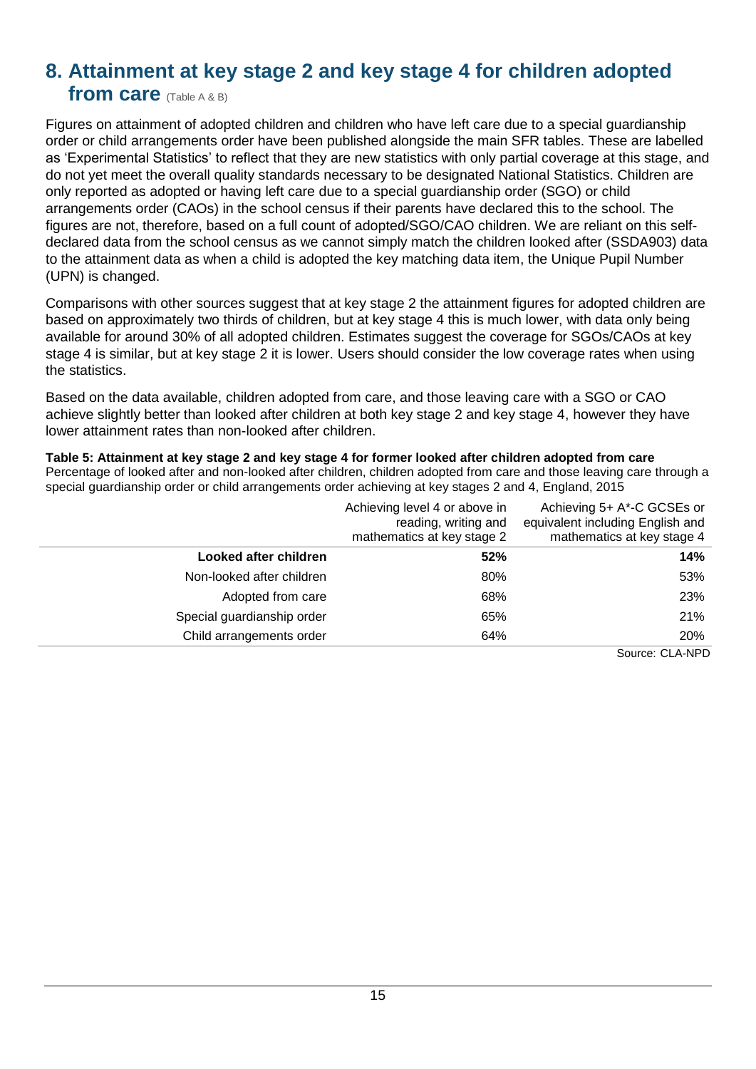## 8. Attainment at key stage 2 and key stage 4 for children adopted from care (Table A & B)

Figures on attainment of adopted children and children who have left care due to a special guardianship order or child arrangements order have been published alongside the main SFR tables. These are labelled as 'Experimental Statistics' to reflect that they are new statistics with only partial coverage at this stage, and do not yet meet the overall quality standards necessary to be designated National Statistics. Children are only reported as adopted or having left care due to a special guardianship order (SGO) or child arrangements order (CAOs) in the school census if their parents have declared this to the school. The figures are not, therefore, based on a full count of adopted/SGO/CAO children. We are reliant on this self-declared data from the school census as we cannot simply match the children looked after (SSDA903) data to the attainment data as when a child is adopted the key matching data item, the Unique Pupil Number (UPN) is changed.

Comparisons with other sources suggest that at key stage 2 the attainment figures for adopted children are based on approximately two thirds of children, but at key stage 4 this is much lower, with data only being available for around 30% of all adopted children. Estimates suggest the coverage for SGOs/CAOs at key stage 4 is similar, but at key stage 2 it is lower. Users should consider the low coverage rates when using the statistics.

Based on the data available, children adopted from care, and those leaving care with a SGO or CAO achieve slightly better than looked after children at both key stage 2 and key stage 4, however they have lower attainment rates than non-looked after children.

**Table 5: Attainment at key stage 2 and key stage 4 for former looked after children adopted from care**
Percentage of looked after and non-looked after children, children adopted from care and those leaving care through a special guardianship order or child arrangements order achieving at key stages 2 and 4, England, 2015

| | Achieving level 4 or above in reading, writing and mathematics at key stage 2 | Achieving 5+ A*-C GCSEs or equivalent including English and mathematics at key stage 4 |
|---|---|---|
| **Looked after children** | **52%** | **14%** |
| Non-looked after children | 80% | 53% |
| Adopted from care | 68% | 23% |
| Special guardianship order | 65% | 21% |
| Child arrangements order | 64% | 20% |

Source: CLA-NPD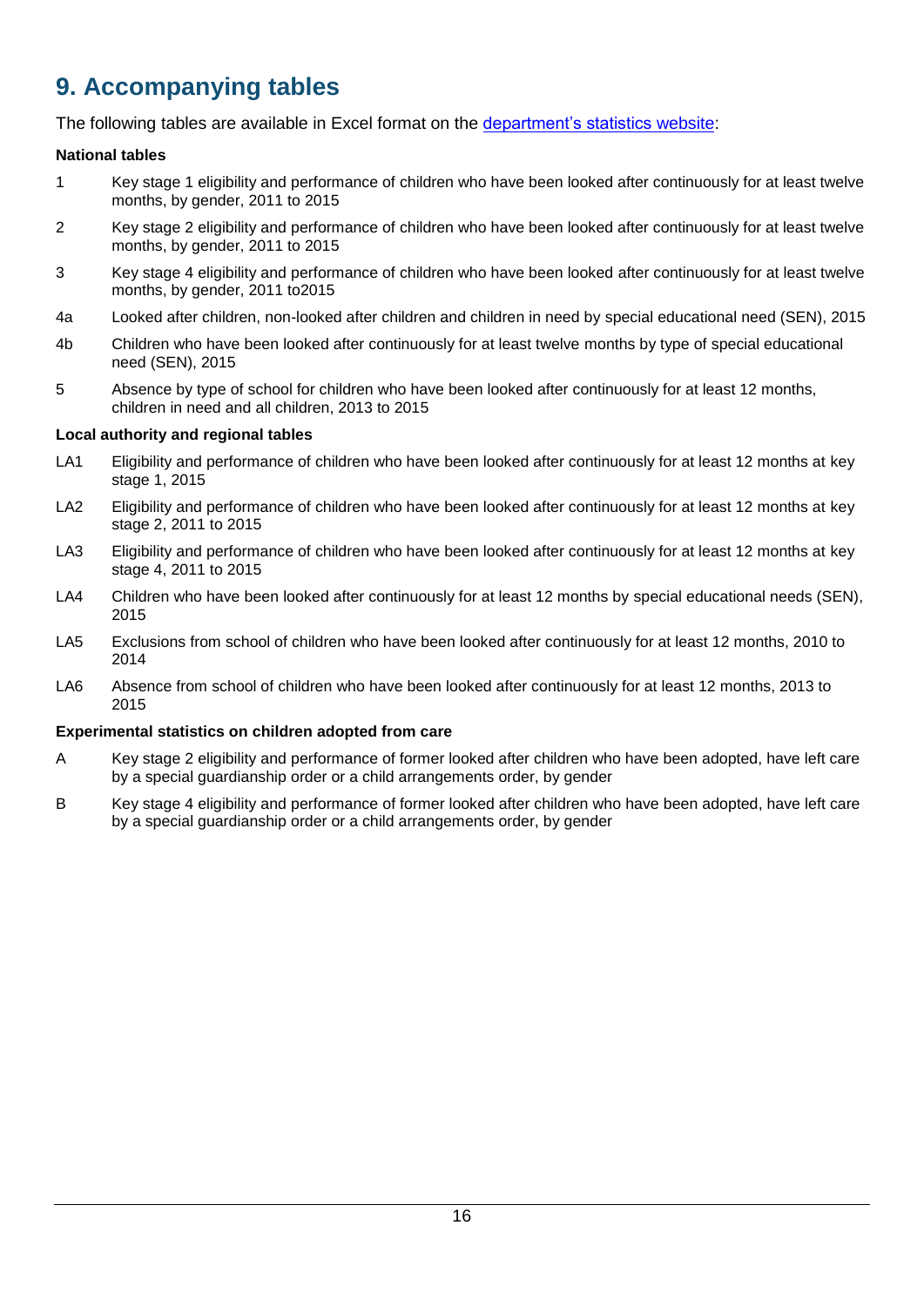## 9. Accompanying tables

The following tables are available in Excel format on the [department's statistics website](department's statistics website):

**National tables**

| | |
|---|---|
| 1 | Key stage 1 eligibility and performance of children who have been looked after continuously for at least twelve months, by gender, 2011 to 2015 |
| 2 | Key stage 2 eligibility and performance of children who have been looked after continuously for at least twelve months, by gender, 2011 to 2015 |
| 3 | Key stage 4 eligibility and performance of children who have been looked after continuously for at least twelve months, by gender, 2011 to2015 |
| 4a | Looked after children, non-looked after children and children in need by special educational need (SEN), 2015 |
| 4b | Children who have been looked after continuously for at least twelve months by type of special educational need (SEN), 2015 |
| 5 | Absence by type of school for children who have been looked after continuously for at least 12 months, children in need and all children, 2013 to 2015 |

**Local authority and regional tables**

| | |
|---|---|
| LA1 | Eligibility and performance of children who have been looked after continuously for at least 12 months at key stage 1, 2015 |
| LA2 | Eligibility and performance of children who have been looked after continuously for at least 12 months at key stage 2, 2011 to 2015 |
| LA3 | Eligibility and performance of children who have been looked after continuously for at least 12 months at key stage 4, 2011 to 2015 |
| LA4 | Children who have been looked after continuously for at least 12 months by special educational needs (SEN), 2015 |
| LA5 | Exclusions from school of children who have been looked after continuously for at least 12 months, 2010 to 2014 |
| LA6 | Absence from school of children who have been looked after continuously for at least 12 months, 2013 to 2015 |

**Experimental statistics on children adopted from care**

| | |
|---|---|
| A | Key stage 2 eligibility and performance of former looked after children who have been adopted, have left care by a special guardianship order or a child arrangements order, by gender |
| B | Key stage 4 eligibility and performance of former looked after children who have been adopted, have left care by a special guardianship order or a child arrangements order, by gender |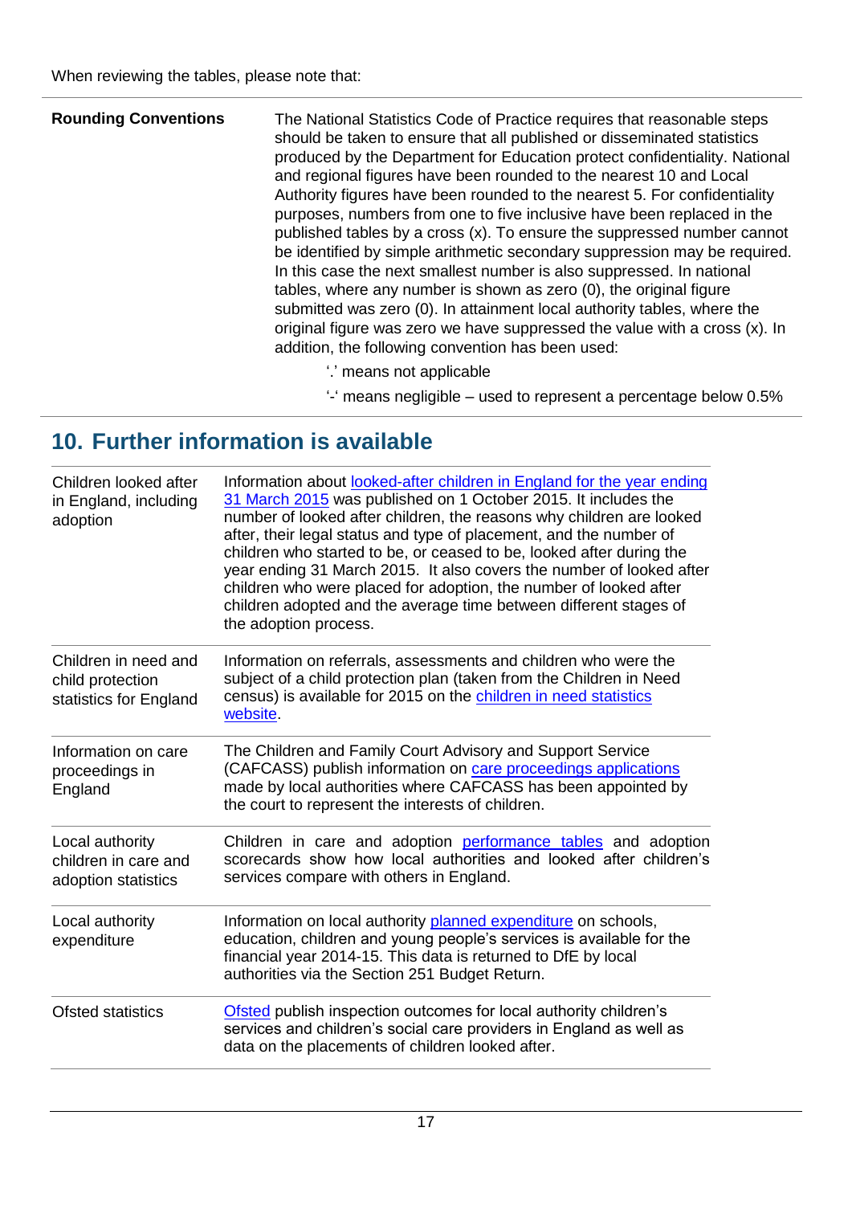When reviewing the tables, please note that:

| | |
|---|---|
| **Rounding Conventions** | The National Statistics Code of Practice requires that reasonable steps should be taken to ensure that all published or disseminated statistics produced by the Department for Education protect confidentiality. National and regional figures have been rounded to the nearest 10 and Local Authority figures have been rounded to the nearest 5. For confidentiality purposes, numbers from one to five inclusive have been replaced in the published tables by a cross (x). To ensure the suppressed number cannot be identified by simple arithmetic secondary suppression may be required. In this case the next smallest number is also suppressed. In national tables, where any number is shown as zero (0), the original figure submitted was zero (0). In attainment local authority tables, where the original figure was zero we have suppressed the value with a cross (x). In addition, the following convention has been used: '.' means not applicable '-' means negligible – used to represent a percentage below 0.5% |

## 10. Further information is available

| | |
|---|---|
| Children looked after in England, including adoption | Information about looked-after children in England for the year ending 31 March 2015 was published on 1 October 2015. It includes the number of looked after children, the reasons why children are looked after, their legal status and type of placement, and the number of children who started to be, or ceased to be, looked after during the year ending 31 March 2015. It also covers the number of looked after children who were placed for adoption, the number of looked after children adopted and the average time between different stages of the adoption process. |
| Children in need and child protection statistics for England | Information on referrals, assessments and children who were the subject of a child protection plan (taken from the Children in Need census) is available for 2015 on the children in need statistics website. |
| Information on care proceedings in England | The Children and Family Court Advisory and Support Service (CAFCASS) publish information on care proceedings applications made by local authorities where CAFCASS has been appointed by the court to represent the interests of children. |
| Local authority children in care and adoption statistics | Children in care and adoption performance tables and adoption scorecards show how local authorities and looked after children's services compare with others in England. |
| Local authority expenditure | Information on local authority planned expenditure on schools, education, children and young people's services is available for the financial year 2014-15. This data is returned to DfE by local authorities via the Section 251 Budget Return. |
| Ofsted statistics | Ofsted publish inspection outcomes for local authority children's services and children's social care providers in England as well as data on the placements of children looked after. |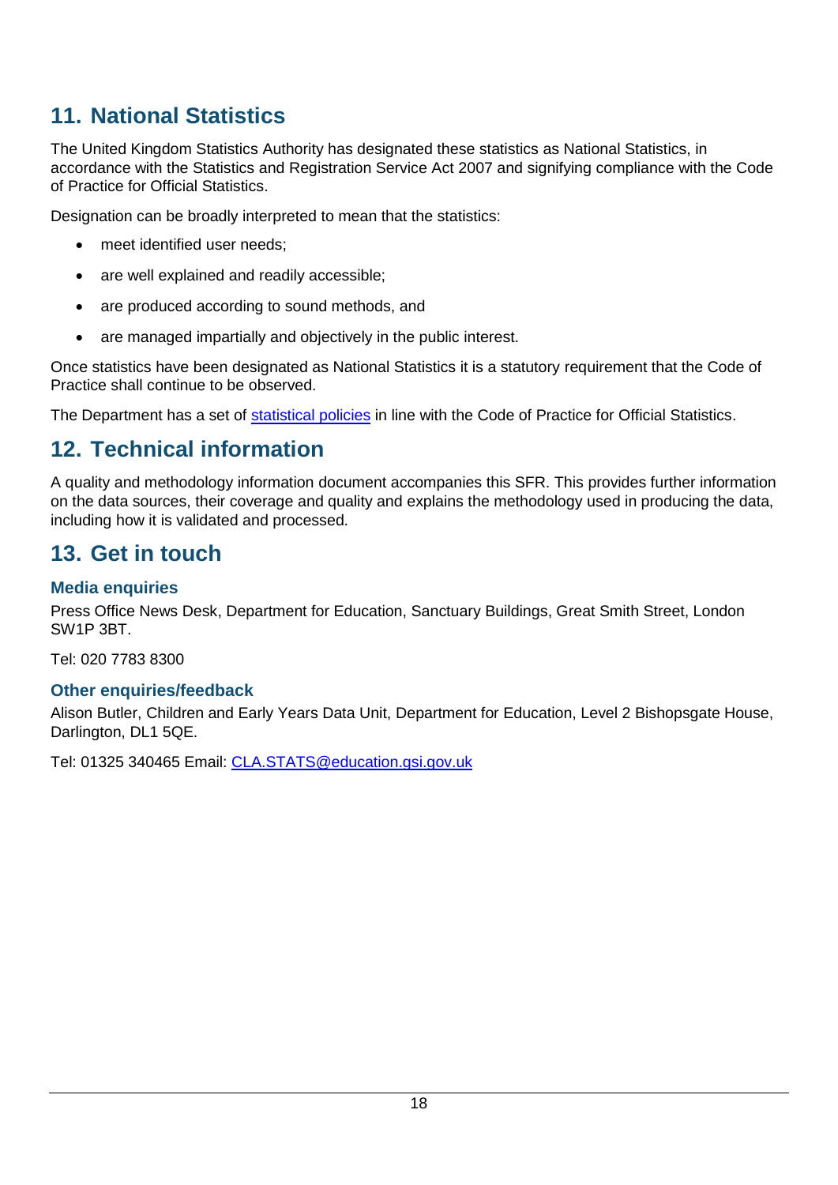## 11. National Statistics

The United Kingdom Statistics Authority has designated these statistics as National Statistics, in accordance with the Statistics and Registration Service Act 2007 and signifying compliance with the Code of Practice for Official Statistics.

Designation can be broadly interpreted to mean that the statistics:

- meet identified user needs;
- are well explained and readily accessible;
- are produced according to sound methods, and
- are managed impartially and objectively in the public interest.

Once statistics have been designated as National Statistics it is a statutory requirement that the Code of Practice shall continue to be observed.

The Department has a set of [statistical policies] in line with the Code of Practice for Official Statistics.

## 12. Technical information

A quality and methodology information document accompanies this SFR. This provides further information on the data sources, their coverage and quality and explains the methodology used in producing the data, including how it is validated and processed.

## 13. Get in touch

### Media enquiries

Press Office News Desk, Department for Education, Sanctuary Buildings, Great Smith Street, London SW1P 3BT.

Tel: 020 7783 8300

### Other enquiries/feedback

Alison Butler, Children and Early Years Data Unit, Department for Education, Level 2 Bishopsgate House, Darlington, DL1 5QE.

Tel: 01325 340465 Email: CLA.STATS@education.gsi.gov.uk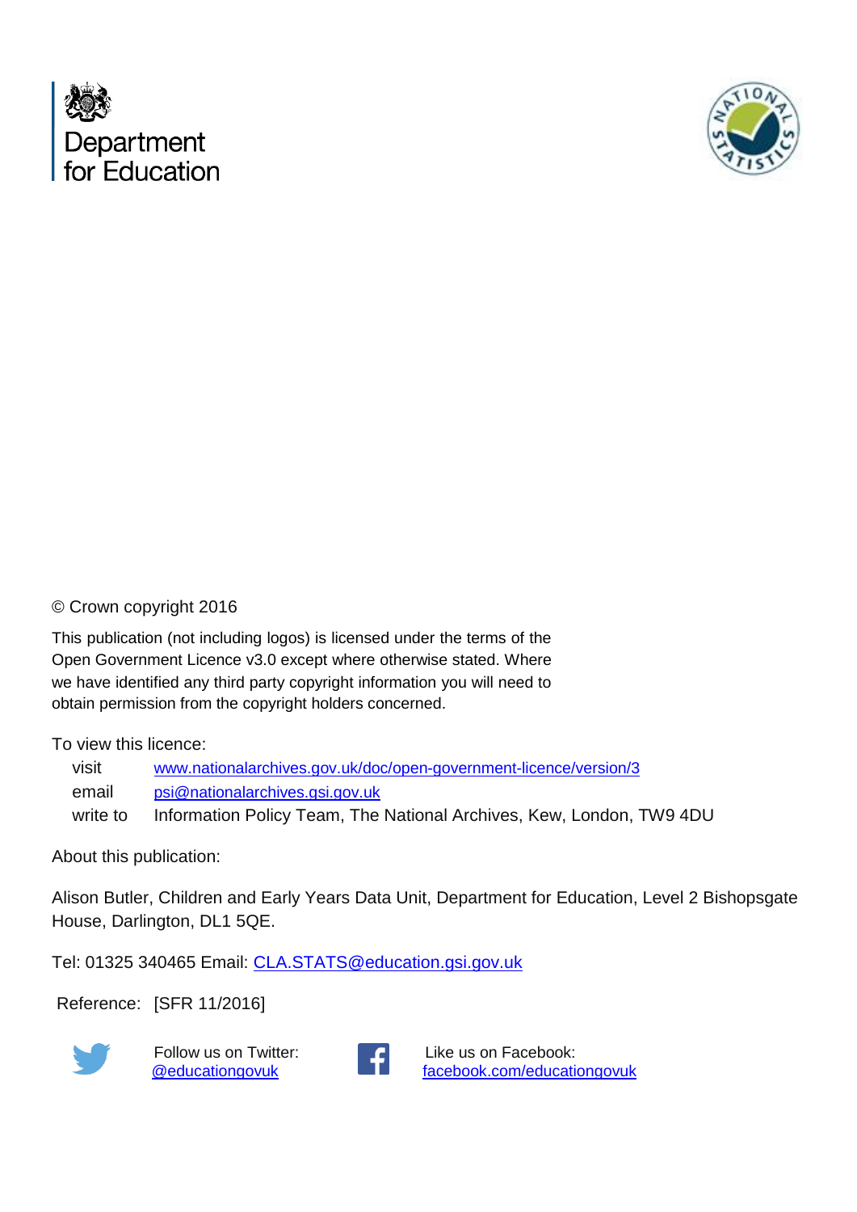Department for Education

© Crown copyright 2016

This publication (not including logos) is licensed under the terms of the Open Government Licence v3.0 except where otherwise stated. Where we have identified any third party copyright information you will need to obtain permission from the copyright holders concerned.

To view this licence:

| | |
|---|---|
| visit | www.nationalarchives.gov.uk/doc/open-government-licence/version/3 |
| email | psi@nationalarchives.gsi.gov.uk |
| write to | Information Policy Team, The National Archives, Kew, London, TW9 4DU |

About this publication:

Alison Butler, Children and Early Years Data Unit, Department for Education, Level 2 Bishopsgate House, Darlington, DL1 5QE.

Tel: 01325 340465 Email: CLA.STATS@education.gsi.gov.uk

Reference: [SFR 11/2016]

Follow us on Twitter: @educationgovuk

Like us on Facebook: facebook.com/educationgovuk